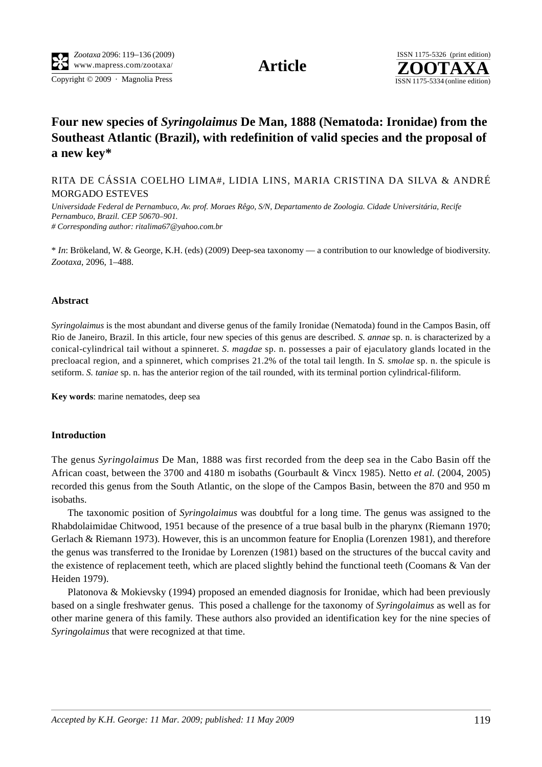**Article**

# Four new species of *Syringolaimus* De Man, 1888 (Nematoda: Ironidae) from the Southeast Atlantic (Brazil), with redefinition of valid species and the proposal of a new key*

RITA DE CÁSSIA COELHO LIMA#, LIDIA LINS, MARIA CRISTINA DA SILVA & ANDRÉ MORGADO ESTEVES

*Universidade Federal de Pernambuco, Av. prof. Moraes Rêgo, S/N, Departamento de Zoologia. Cidade Universitária, Recife Pernambuco, Brazil. CEP 50670–901.*
*# Corresponding author: ritalima67@yahoo.com.br*

* *In*: Brökeland, W. & George, K.H. (eds) (2009) Deep-sea taxonomy — a contribution to our knowledge of biodiversity. *Zootaxa*, 2096, 1–488.

### Abstract

*Syringolaimus* is the most abundant and diverse genus of the family Ironidae (Nematoda) found in the Campos Basin, off Rio de Janeiro, Brazil. In this article, four new species of this genus are described. *S. annae* sp. n. is characterized by a conical-cylindrical tail without a spinneret. *S. magdae* sp. n. possesses a pair of ejaculatory glands located in the precloacal region, and a spinneret, which comprises 21.2% of the total tail length. In *S. smolae* sp. n. the spicule is setiform. *S. taniae* sp. n. has the anterior region of the tail rounded, with its terminal portion cylindrical-filiform.

**Key words**: marine nematodes, deep sea

### Introduction

The genus *Syringolaimus* De Man, 1888 was first recorded from the deep sea in the Cabo Basin off the African coast, between the 3700 and 4180 m isobaths (Gourbault & Vincx 1985). Netto *et al.* (2004, 2005) recorded this genus from the South Atlantic, on the slope of the Campos Basin, between the 870 and 950 m isobaths.

The taxonomic position of *Syringolaimus* was doubtful for a long time. The genus was assigned to the Rhabdolaimidae Chitwood, 1951 because of the presence of a true basal bulb in the pharynx (Riemann 1970; Gerlach & Riemann 1973). However, this is an uncommon feature for Enoplia (Lorenzen 1981), and therefore the genus was transferred to the Ironidae by Lorenzen (1981) based on the structures of the buccal cavity and the existence of replacement teeth, which are placed slightly behind the functional teeth (Coomans & Van der Heiden 1979).

Platonova & Mokievsky (1994) proposed an emended diagnosis for Ironidae, which had been previously based on a single freshwater genus. This posed a challenge for the taxonomy of *Syringolaimus* as well as for other marine genera of this family. These authors also provided an identification key for the nine species of *Syringolaimus* that were recognized at that time.

*Accepted by K.H. George: 11 Mar. 2009; published: 11 May 2009*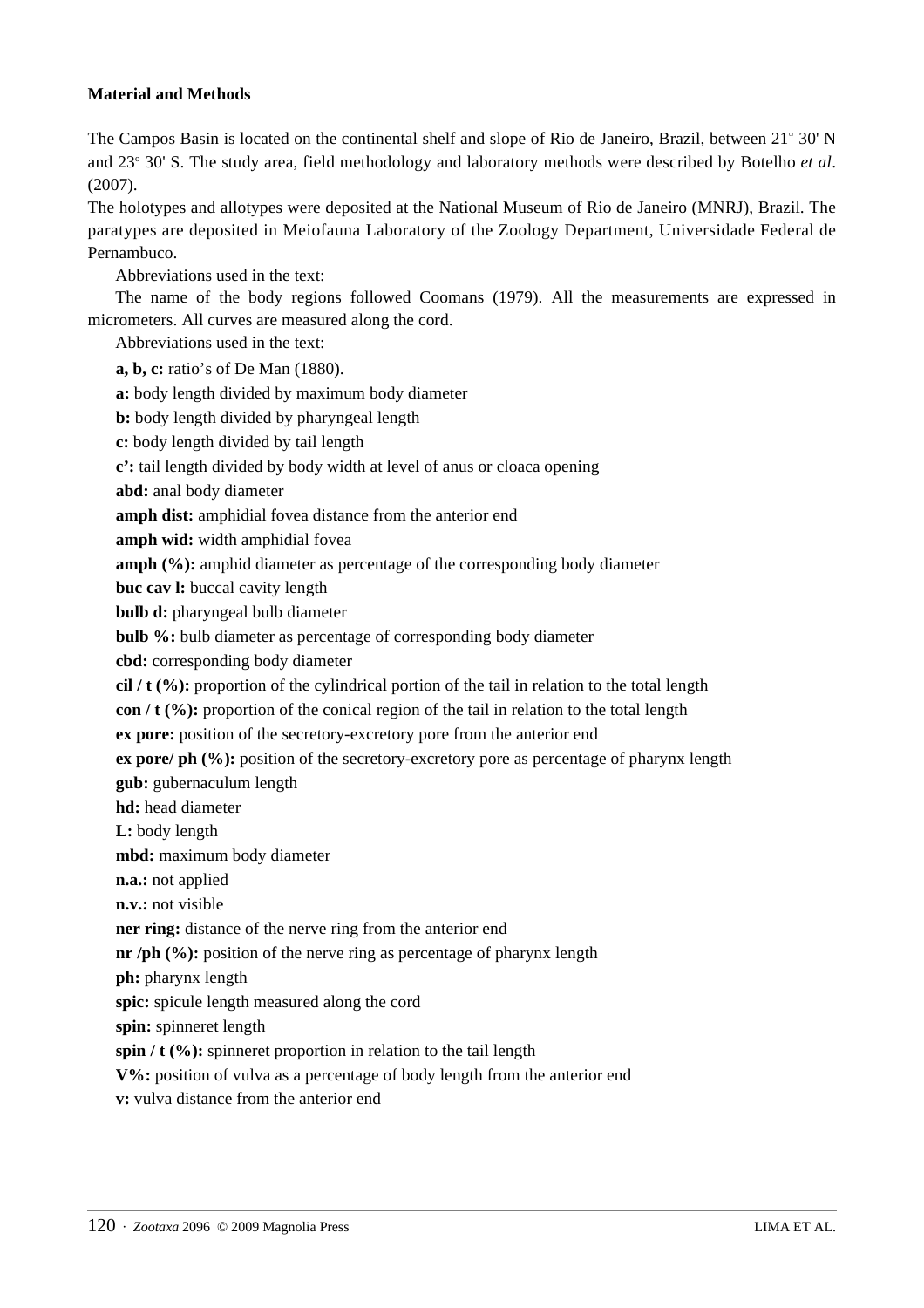## Material and Methods

The Campos Basin is located on the continental shelf and slope of Rio de Janeiro, Brazil, between 21° 30' N and 23° 30' S. The study area, field methodology and laboratory methods were described by Botelho *et al*. (2007).

The holotypes and allotypes were deposited at the National Museum of Rio de Janeiro (MNRJ), Brazil. The paratypes are deposited in Meiofauna Laboratory of the Zoology Department, Universidade Federal de Pernambuco.

Abbreviations used in the text:

The name of the body regions followed Coomans (1979). All the measurements are expressed in micrometers. All curves are measured along the cord.

Abbreviations used in the text:

**a, b, c:** ratio's of De Man (1880).

**a:** body length divided by maximum body diameter

**b:** body length divided by pharyngeal length

**c:** body length divided by tail length

**c':** tail length divided by body width at level of anus or cloaca opening

**abd:** anal body diameter

**amph dist:** amphidial fovea distance from the anterior end

**amph wid:** width amphidial fovea

**amph (%):** amphid diameter as percentage of the corresponding body diameter

**buc cav l:** buccal cavity length

**bulb d:** pharyngeal bulb diameter

**bulb %:** bulb diameter as percentage of corresponding body diameter

**cbd:** corresponding body diameter

**cil / t (%):** proportion of the cylindrical portion of the tail in relation to the total length

**con / t (%):** proportion of the conical region of the tail in relation to the total length

**ex pore:** position of the secretory-excretory pore from the anterior end

**ex pore/ ph (%):** position of the secretory-excretory pore as percentage of pharynx length

**gub:** gubernaculum length

**hd:** head diameter

**L:** body length

**mbd:** maximum body diameter

**n.a.:** not applied

**n.v.:** not visible

**ner ring:** distance of the nerve ring from the anterior end

**nr /ph (%):** position of the nerve ring as percentage of pharynx length

**ph:** pharynx length

**spic:** spicule length measured along the cord

**spin:** spinneret length

**spin / t (%):** spinneret proportion in relation to the tail length

**V%:** position of vulva as a percentage of body length from the anterior end

**v:** vulva distance from the anterior end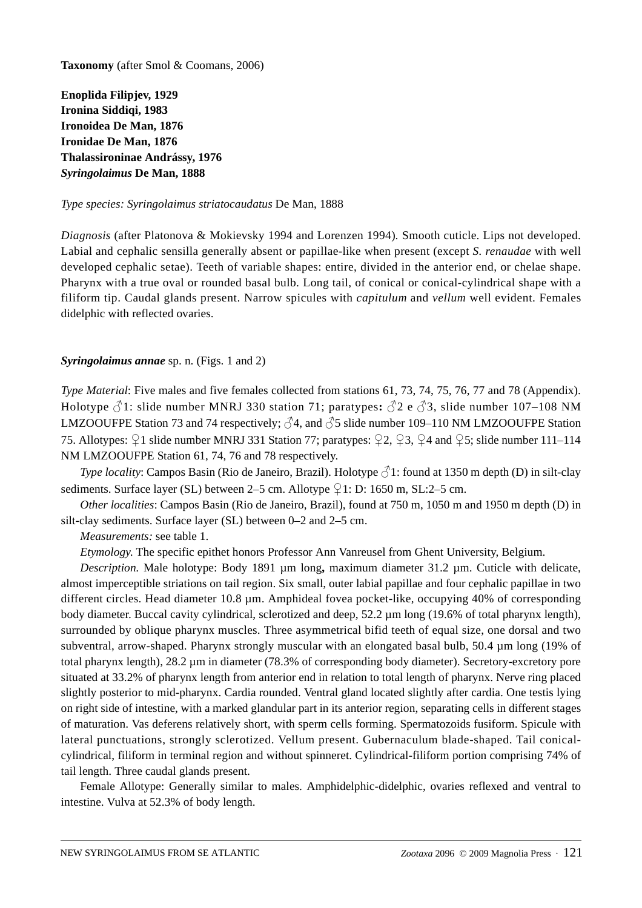**Taxonomy** (after Smol & Coomans, 2006)

**Enoplida Filipjev, 1929**
**Ironina Siddiqi, 1983**
**Ironoidea De Man, 1876**
**Ironidae De Man, 1876**
**Thalassironinae Andrássy, 1976**
***Syringolaimus* De Man, 1888**

*Type species: Syringolaimus striatocaudatus* De Man, 1888

*Diagnosis* (after Platonova & Mokievsky 1994 and Lorenzen 1994). Smooth cuticle. Lips not developed. Labial and cephalic sensilla generally absent or papillae-like when present (except *S. renaudae* with well developed cephalic setae). Teeth of variable shapes: entire, divided in the anterior end, or chelae shape. Pharynx with a true oval or rounded basal bulb. Long tail, of conical or conical-cylindrical shape with a filiform tip. Caudal glands present. Narrow spicules with *capitulum* and *vellum* well evident. Females didelphic with reflected ovaries.

***Syringolaimus annae*** sp. n. (Figs. 1 and 2)

*Type Material*: Five males and five females collected from stations 61, 73, 74, 75, 76, 77 and 78 (Appendix). Holotype ♂1: slide number MNRJ 330 station 71; paratypes**:** ♂2 e ♂3, slide number 107–108 NM LMZOOUFPE Station 73 and 74 respectively; ♂4, and ♂5 slide number 109–110 NM LMZOOUFPE Station 75. Allotypes: ♀1 slide number MNRJ 331 Station 77; paratypes: ♀2, ♀3, ♀4 and ♀5; slide number 111–114 NM LMZOOUFPE Station 61, 74, 76 and 78 respectively.

*Type locality*: Campos Basin (Rio de Janeiro, Brazil). Holotype ♂1: found at 1350 m depth (D) in silt-clay sediments. Surface layer (SL) between 2–5 cm. Allotype ♀1: D: 1650 m, SL:2–5 cm.

*Other localities*: Campos Basin (Rio de Janeiro, Brazil), found at 750 m, 1050 m and 1950 m depth (D) in silt-clay sediments. Surface layer (SL) between 0–2 and 2–5 cm.

*Measurements:* see table 1.

*Etymology.* The specific epithet honors Professor Ann Vanreusel from Ghent University, Belgium.

*Description.* Male holotype: Body 1891 µm long**,** maximum diameter 31.2 µm. Cuticle with delicate, almost imperceptible striations on tail region. Six small, outer labial papillae and four cephalic papillae in two different circles. Head diameter 10.8 µm. Amphideal fovea pocket-like, occupying 40% of corresponding body diameter. Buccal cavity cylindrical, sclerotized and deep, 52.2 µm long (19.6% of total pharynx length), surrounded by oblique pharynx muscles. Three asymmetrical bifid teeth of equal size, one dorsal and two subventral, arrow-shaped. Pharynx strongly muscular with an elongated basal bulb, 50.4 µm long (19% of total pharynx length), 28.2 µm in diameter (78.3% of corresponding body diameter). Secretory-excretory pore situated at 33.2% of pharynx length from anterior end in relation to total length of pharynx. Nerve ring placed slightly posterior to mid-pharynx. Cardia rounded. Ventral gland located slightly after cardia. One testis lying on right side of intestine, with a marked glandular part in its anterior region, separating cells in different stages of maturation. Vas deferens relatively short, with sperm cells forming. Spermatozoids fusiform. Spicule with lateral punctuations, strongly sclerotized. Vellum present. Gubernaculum blade-shaped. Tail conical-cylindrical, filiform in terminal region and without spinneret. Cylindrical-filiform portion comprising 74% of tail length. Three caudal glands present.

Female Allotype: Generally similar to males. Amphidelphic-didelphic, ovaries reflexed and ventral to intestine. Vulva at 52.3% of body length.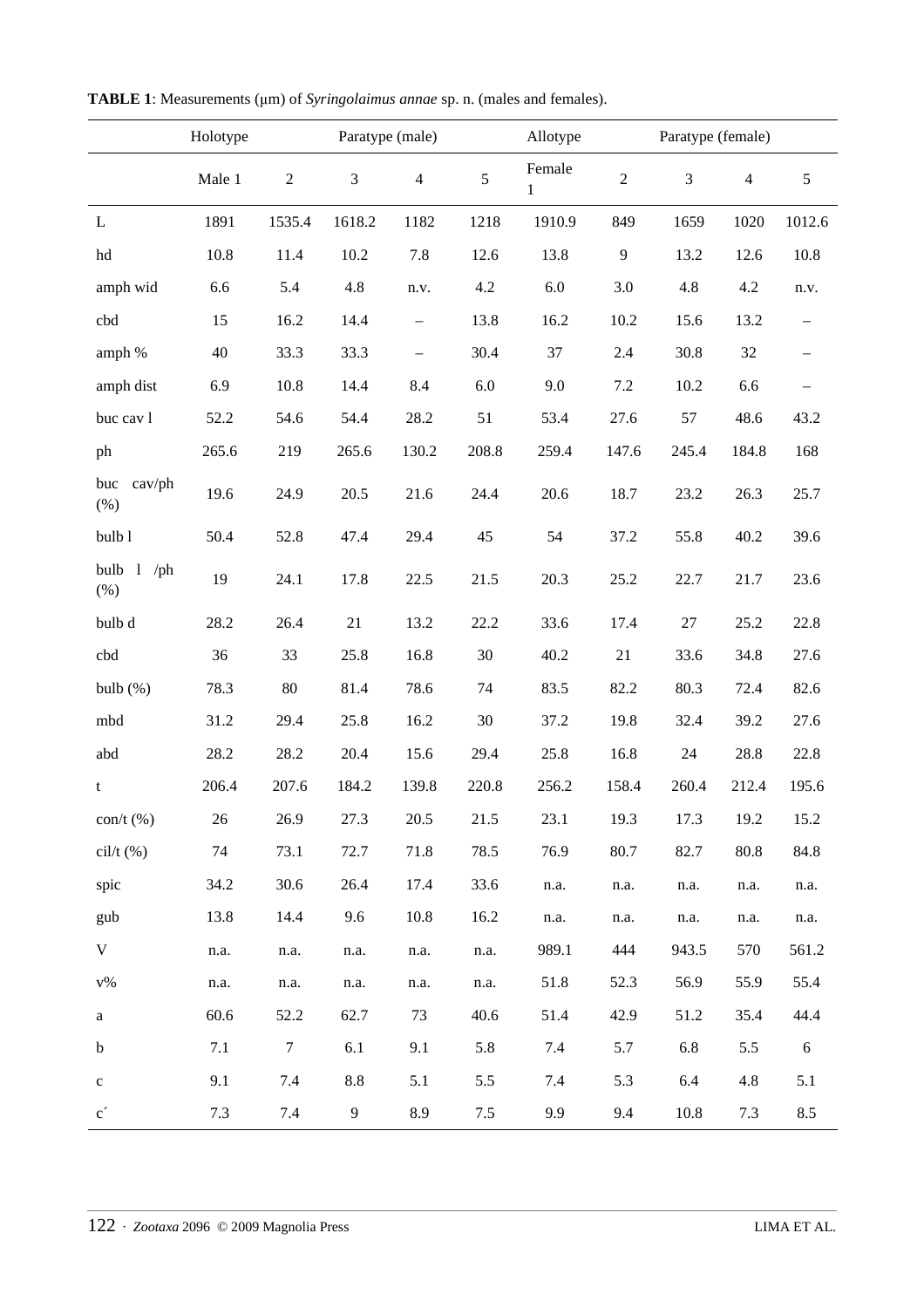**TABLE 1**: Measurements (μm) of *Syringolaimus annae* sp. n. (males and females).

| | Holotype | Paratype (male) | | | | Allotype | Paratype (female) | | | |
|---|---|---|---|---|---|---|---|---|---|---|
| | Male 1 | 2 | 3 | 4 | 5 | Female 1 | 2 | 3 | 4 | 5 |
| L | 1891 | 1535.4 | 1618.2 | 1182 | 1218 | 1910.9 | 849 | 1659 | 1020 | 1012.6 |
| hd | 10.8 | 11.4 | 10.2 | 7.8 | 12.6 | 13.8 | 9 | 13.2 | 12.6 | 10.8 |
| amph wid | 6.6 | 5.4 | 4.8 | n.v. | 4.2 | 6.0 | 3.0 | 4.8 | 4.2 | n.v. |
| cbd | 15 | 16.2 | 14.4 | – | 13.8 | 16.2 | 10.2 | 15.6 | 13.2 | – |
| amph % | 40 | 33.3 | 33.3 | – | 30.4 | 37 | 2.4 | 30.8 | 32 | – |
| amph dist | 6.9 | 10.8 | 14.4 | 8.4 | 6.0 | 9.0 | 7.2 | 10.2 | 6.6 | – |
| buc cav l | 52.2 | 54.6 | 54.4 | 28.2 | 51 | 53.4 | 27.6 | 57 | 48.6 | 43.2 |
| ph | 265.6 | 219 | 265.6 | 130.2 | 208.8 | 259.4 | 147.6 | 245.4 | 184.8 | 168 |
| buc cav/ph (%) | 19.6 | 24.9 | 20.5 | 21.6 | 24.4 | 20.6 | 18.7 | 23.2 | 26.3 | 25.7 |
| bulb l | 50.4 | 52.8 | 47.4 | 29.4 | 45 | 54 | 37.2 | 55.8 | 40.2 | 39.6 |
| bulb l /ph (%) | 19 | 24.1 | 17.8 | 22.5 | 21.5 | 20.3 | 25.2 | 22.7 | 21.7 | 23.6 |
| bulb d | 28.2 | 26.4 | 21 | 13.2 | 22.2 | 33.6 | 17.4 | 27 | 25.2 | 22.8 |
| cbd | 36 | 33 | 25.8 | 16.8 | 30 | 40.2 | 21 | 33.6 | 34.8 | 27.6 |
| bulb (%) | 78.3 | 80 | 81.4 | 78.6 | 74 | 83.5 | 82.2 | 80.3 | 72.4 | 82.6 |
| mbd | 31.2 | 29.4 | 25.8 | 16.2 | 30 | 37.2 | 19.8 | 32.4 | 39.2 | 27.6 |
| abd | 28.2 | 28.2 | 20.4 | 15.6 | 29.4 | 25.8 | 16.8 | 24 | 28.8 | 22.8 |
| t | 206.4 | 207.6 | 184.2 | 139.8 | 220.8 | 256.2 | 158.4 | 260.4 | 212.4 | 195.6 |
| con/t (%) | 26 | 26.9 | 27.3 | 20.5 | 21.5 | 23.1 | 19.3 | 17.3 | 19.2 | 15.2 |
| cil/t (%) | 74 | 73.1 | 72.7 | 71.8 | 78.5 | 76.9 | 80.7 | 82.7 | 80.8 | 84.8 |
| spic | 34.2 | 30.6 | 26.4 | 17.4 | 33.6 | n.a. | n.a. | n.a. | n.a. | n.a. |
| gub | 13.8 | 14.4 | 9.6 | 10.8 | 16.2 | n.a. | n.a. | n.a. | n.a. | n.a. |
| V | n.a. | n.a. | n.a. | n.a. | n.a. | 989.1 | 444 | 943.5 | 570 | 561.2 |
| v% | n.a. | n.a. | n.a. | n.a. | n.a. | 51.8 | 52.3 | 56.9 | 55.9 | 55.4 |
| a | 60.6 | 52.2 | 62.7 | 73 | 40.6 | 51.4 | 42.9 | 51.2 | 35.4 | 44.4 |
| b | 7.1 | 7 | 6.1 | 9.1 | 5.8 | 7.4 | 5.7 | 6.8 | 5.5 | 6 |
| c | 9.1 | 7.4 | 8.8 | 5.1 | 5.5 | 7.4 | 5.3 | 6.4 | 4.8 | 5.1 |
| c´ | 7.3 | 7.4 | 9 | 8.9 | 7.5 | 9.9 | 9.4 | 10.8 | 7.3 | 8.5 |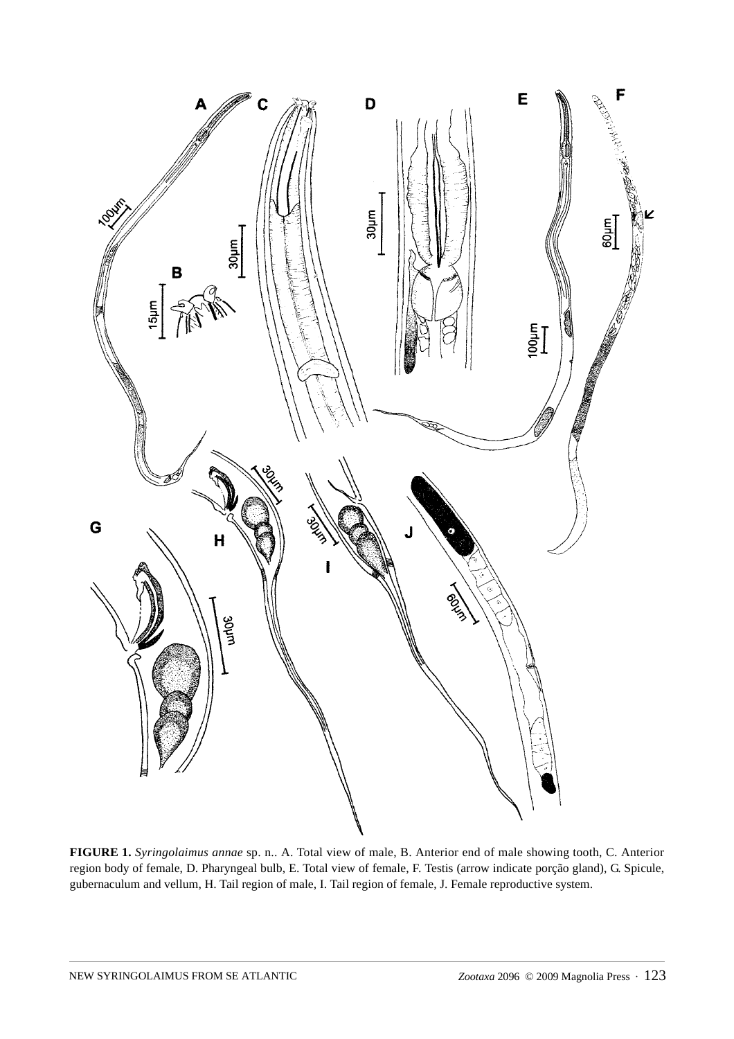**FIGURE 1.** *Syringolaimus annae* sp. n.. A. Total view of male, B. Anterior end of male showing tooth, C. Anterior region body of female, D. Pharyngeal bulb, E. Total view of female, F. Testis (arrow indicate porção gland), G. Spicule, gubernaculum and vellum, H. Tail region of male, I. Tail region of female, J. Female reproductive system.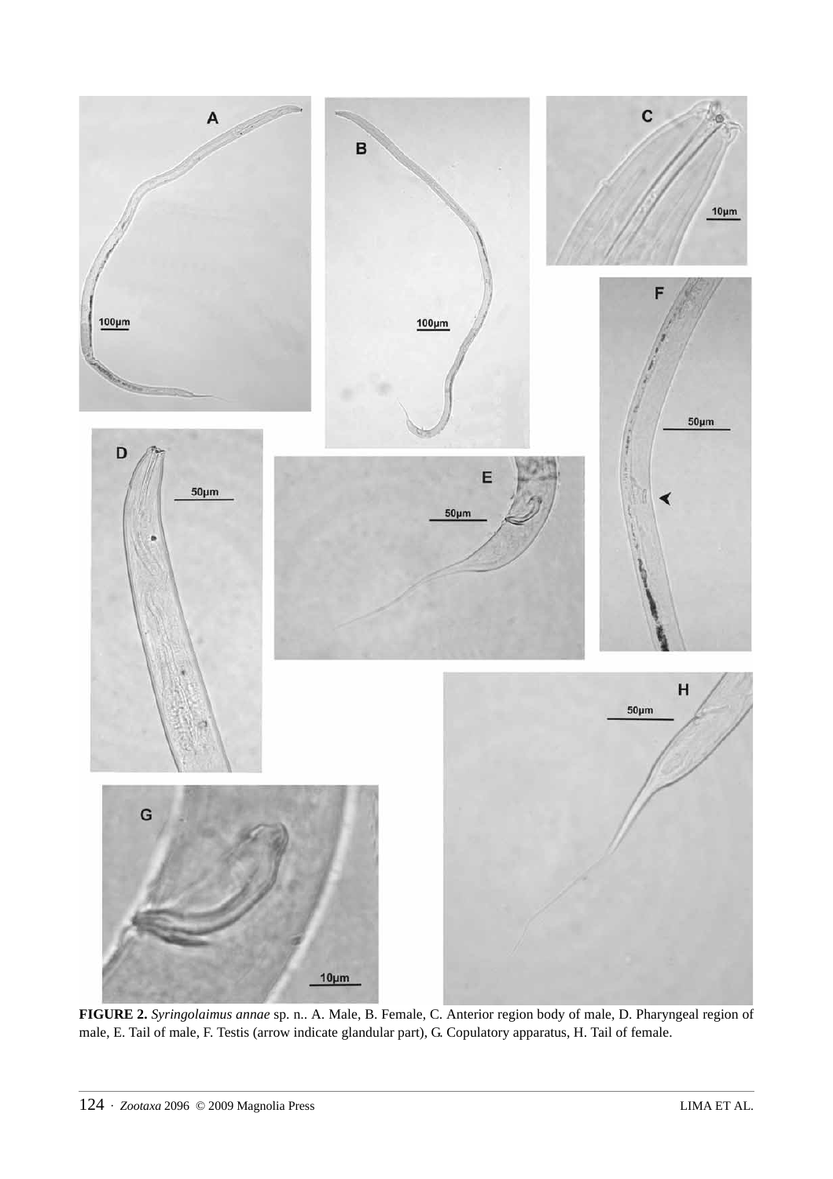**FIGURE 2.** *Syringolaimus annae* sp. n.. A. Male, B. Female, C. Anterior region body of male, D. Pharyngeal region of male, E. Tail of male, F. Testis (arrow indicate glandular part), G. Copulatory apparatus, H. Tail of female.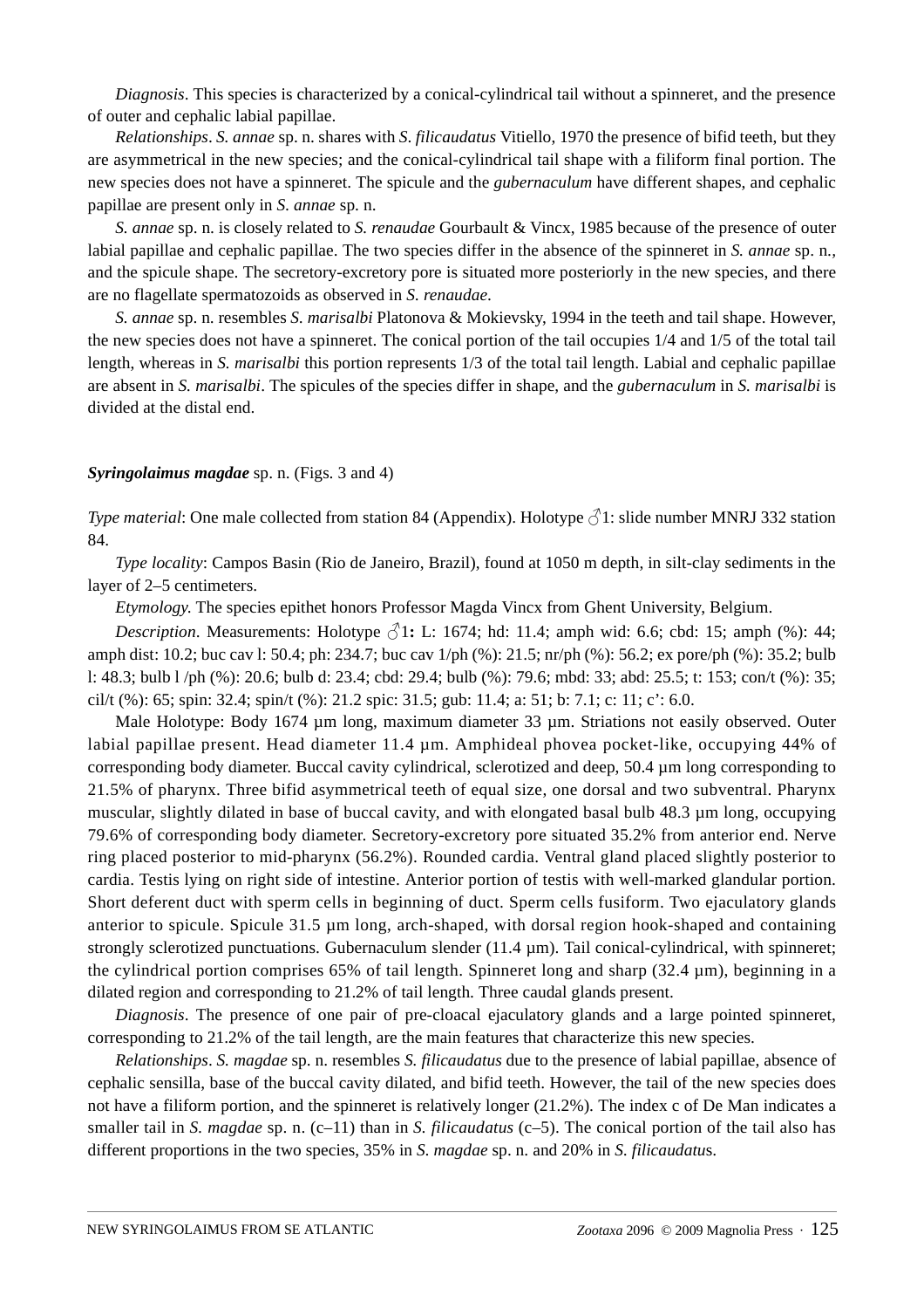*Diagnosis*. This species is characterized by a conical-cylindrical tail without a spinneret, and the presence of outer and cephalic labial papillae.

*Relationships*. *S. annae* sp. n. shares with *S. filicaudatus* Vitiello, 1970 the presence of bifid teeth, but they are asymmetrical in the new species; and the conical-cylindrical tail shape with a filiform final portion. The new species does not have a spinneret. The spicule and the *gubernaculum* have different shapes, and cephalic papillae are present only in *S. annae* sp. n.

*S. annae* sp. n. is closely related to *S. renaudae* Gourbault & Vincx, 1985 because of the presence of outer labial papillae and cephalic papillae. The two species differ in the absence of the spinneret in *S. annae* sp. n., and the spicule shape. The secretory-excretory pore is situated more posteriorly in the new species, and there are no flagellate spermatozoids as observed in *S. renaudae*.

*S. annae* sp. n. resembles *S. marisalbi* Platonova & Mokievsky, 1994 in the teeth and tail shape. However, the new species does not have a spinneret. The conical portion of the tail occupies 1/4 and 1/5 of the total tail length, whereas in *S. marisalbi* this portion represents 1/3 of the total tail length. Labial and cephalic papillae are absent in *S. marisalbi*. The spicules of the species differ in shape, and the *gubernaculum* in *S. marisalbi* is divided at the distal end.

***Syringolaimus magdae*** sp. n. (Figs. 3 and 4)

*Type material*: One male collected from station 84 (Appendix). Holotype ♂1: slide number MNRJ 332 station 84.

*Type locality*: Campos Basin (Rio de Janeiro, Brazil), found at 1050 m depth, in silt-clay sediments in the layer of 2–5 centimeters.

*Etymology.* The species epithet honors Professor Magda Vincx from Ghent University, Belgium.

*Description*. Measurements: Holotype ♂1**:** L: 1674; hd: 11.4; amph wid: 6.6; cbd: 15; amph (%): 44; amph dist: 10.2; buc cav l: 50.4; ph: 234.7; buc cav 1/ph (%): 21.5; nr/ph (%): 56.2; ex pore/ph (%): 35.2; bulb l: 48.3; bulb l /ph (%): 20.6; bulb d: 23.4; cbd: 29.4; bulb (%): 79.6; mbd: 33; abd: 25.5; t: 153; con/t (%): 35; cil/t (%): 65; spin: 32.4; spin/t (%): 21.2 spic: 31.5; gub: 11.4; a: 51; b: 7.1; c: 11; c': 6.0.

Male Holotype: Body 1674 µm long, maximum diameter 33 µm. Striations not easily observed. Outer labial papillae present. Head diameter 11.4 µm. Amphideal phovea pocket-like, occupying 44% of corresponding body diameter. Buccal cavity cylindrical, sclerotized and deep, 50.4 µm long corresponding to 21.5% of pharynx. Three bifid asymmetrical teeth of equal size, one dorsal and two subventral. Pharynx muscular, slightly dilated in base of buccal cavity, and with elongated basal bulb 48.3 µm long, occupying 79.6% of corresponding body diameter. Secretory-excretory pore situated 35.2% from anterior end. Nerve ring placed posterior to mid-pharynx (56.2%). Rounded cardia. Ventral gland placed slightly posterior to cardia. Testis lying on right side of intestine. Anterior portion of testis with well-marked glandular portion. Short deferent duct with sperm cells in beginning of duct. Sperm cells fusiform. Two ejaculatory glands anterior to spicule. Spicule 31.5 µm long, arch-shaped, with dorsal region hook-shaped and containing strongly sclerotized punctuations. Gubernaculum slender (11.4 µm). Tail conical-cylindrical, with spinneret; the cylindrical portion comprises 65% of tail length. Spinneret long and sharp (32.4 µm), beginning in a dilated region and corresponding to 21.2% of tail length. Three caudal glands present.

*Diagnosis*. The presence of one pair of pre-cloacal ejaculatory glands and a large pointed spinneret, corresponding to 21.2% of the tail length, are the main features that characterize this new species.

*Relationships*. *S. magdae* sp. n. resembles *S. filicaudatus* due to the presence of labial papillae, absence of cephalic sensilla, base of the buccal cavity dilated, and bifid teeth. However, the tail of the new species does not have a filiform portion, and the spinneret is relatively longer (21.2%). The index c of De Man indicates a smaller tail in *S. magdae* sp. n. (c–11) than in *S. filicaudatus* (c–5). The conical portion of the tail also has different proportions in the two species, 35% in *S. magdae* sp. n. and 20% in *S. filicaudatus*.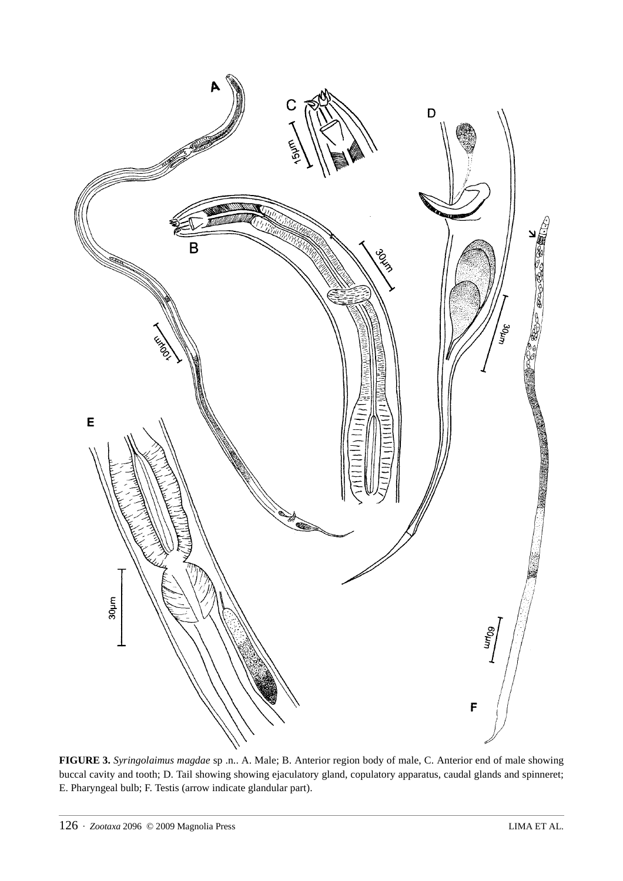**FIGURE 3.** *Syringolaimus magdae* sp .n.. A. Male; B. Anterior region body of male, C. Anterior end of male showing buccal cavity and tooth; D. Tail showing showing ejaculatory gland, copulatory apparatus, caudal glands and spinneret; E. Pharyngeal bulb; F. Testis (arrow indicate glandular part).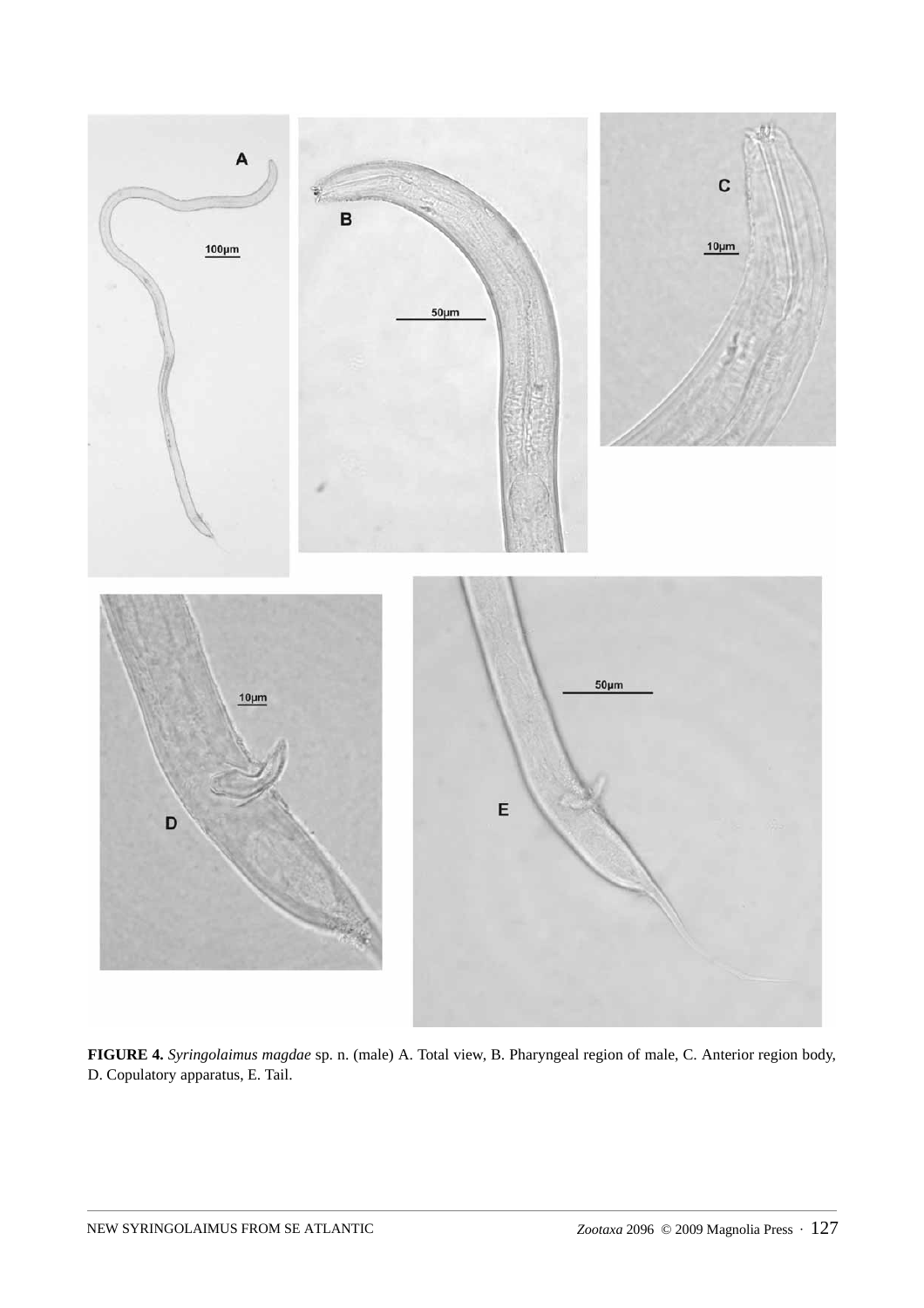**FIGURE 4.** *Syringolaimus magdae* sp. n. (male) A. Total view, B. Pharyngeal region of male, C. Anterior region body, D. Copulatory apparatus, E. Tail.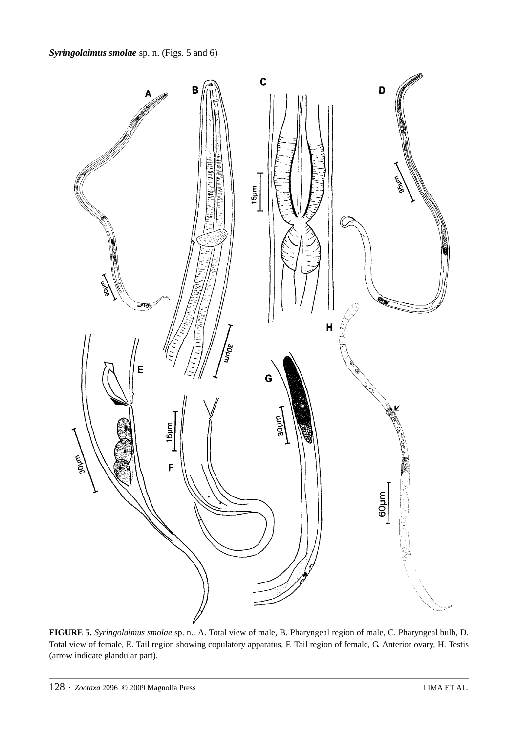***Syringolaimus smolae*** sp. n. (Figs. 5 and 6)

**FIGURE 5.** *Syringolaimus smolae* sp. n.. A. Total view of male, B. Pharyngeal region of male, C. Pharyngeal bulb, D. Total view of female, E. Tail region showing copulatory apparatus, F. Tail region of female, G. Anterior ovary, H. Testis (arrow indicate glandular part).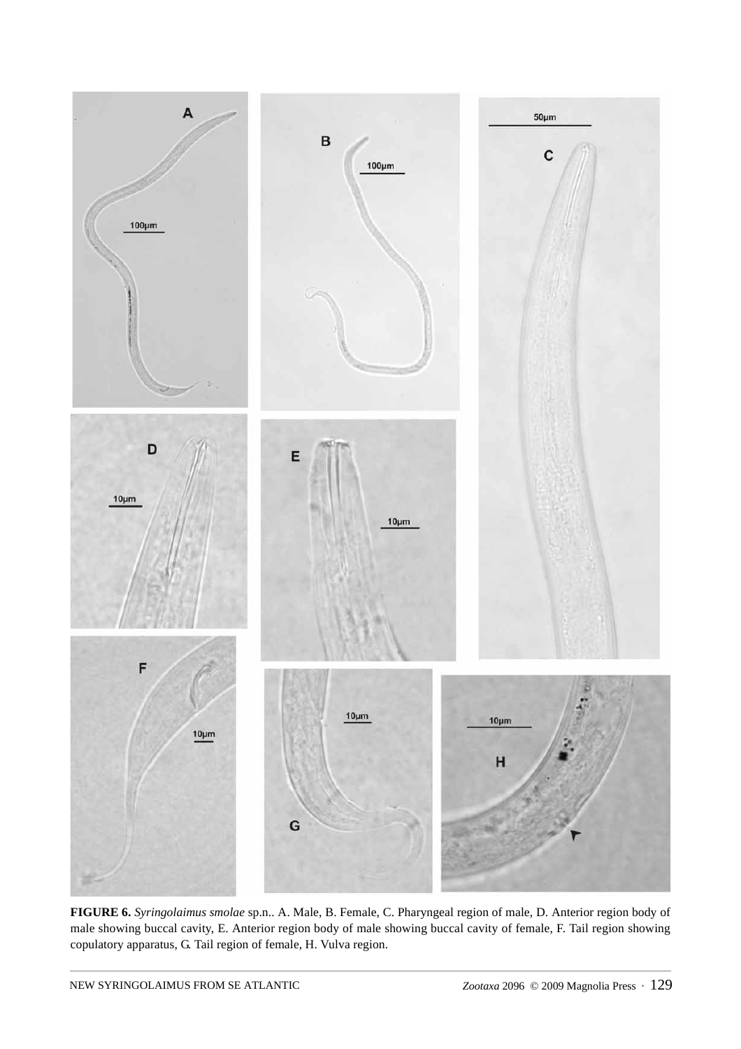**FIGURE 6.** *Syringolaimus smolae* sp.n.. A. Male, B. Female, C. Pharyngeal region of male, D. Anterior region body of male showing buccal cavity, E. Anterior region body of male showing buccal cavity of female, F. Tail region showing copulatory apparatus, G. Tail region of female, H. Vulva region.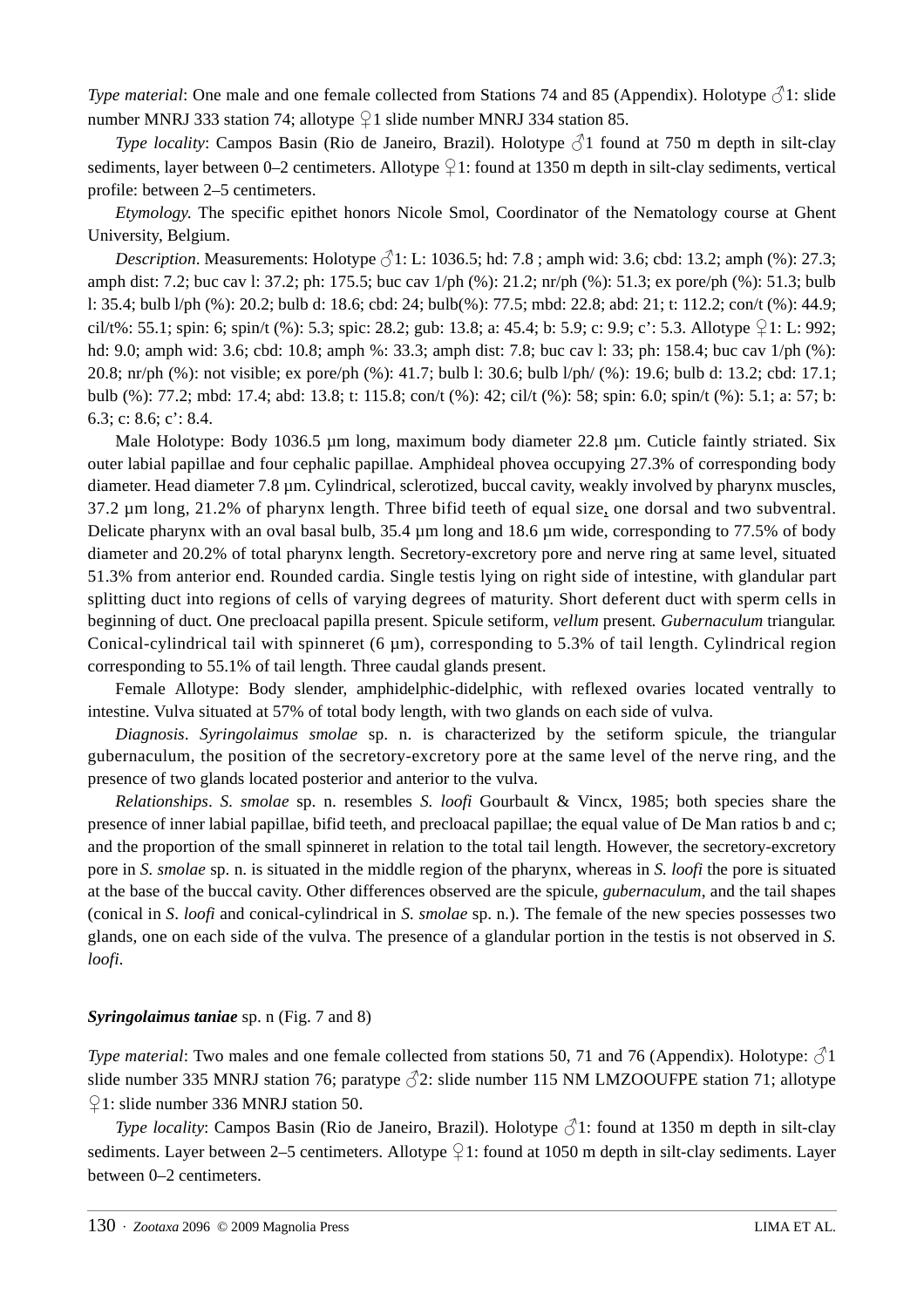*Type material*: One male and one female collected from Stations 74 and 85 (Appendix). Holotype ♂1: slide number MNRJ 333 station 74; allotype ♀1 slide number MNRJ 334 station 85.

*Type locality*: Campos Basin (Rio de Janeiro, Brazil). Holotype ♂1 found at 750 m depth in silt-clay sediments, layer between 0–2 centimeters. Allotype ♀1: found at 1350 m depth in silt-clay sediments, vertical profile: between 2–5 centimeters.

*Etymology.* The specific epithet honors Nicole Smol, Coordinator of the Nematology course at Ghent University, Belgium.

*Description*. Measurements: Holotype ♂1: L: 1036.5; hd: 7.8 ; amph wid: 3.6; cbd: 13.2; amph (%): 27.3; amph dist: 7.2; buc cav l: 37.2; ph: 175.5; buc cav 1/ph (%): 21.2; nr/ph (%): 51.3; ex pore/ph (%): 51.3; bulb l: 35.4; bulb l/ph (%): 20.2; bulb d: 18.6; cbd: 24; bulb(%): 77.5; mbd: 22.8; abd: 21; t: 112.2; con/t (%): 44.9; cil/t%: 55.1; spin: 6; spin/t (%): 5.3; spic: 28.2; gub: 13.8; a: 45.4; b: 5.9; c: 9.9; c': 5.3. Allotype ♀1: L: 992; hd: 9.0; amph wid: 3.6; cbd: 10.8; amph %: 33.3; amph dist: 7.8; buc cav l: 33; ph: 158.4; buc cav 1/ph (%): 20.8; nr/ph (%): not visible; ex pore/ph (%): 41.7; bulb l: 30.6; bulb l/ph/ (%): 19.6; bulb d: 13.2; cbd: 17.1; bulb (%): 77.2; mbd: 17.4; abd: 13.8; t: 115.8; con/t (%): 42; cil/t (%): 58; spin: 6.0; spin/t (%): 5.1; a: 57; b: 6.3; c: 8.6; c': 8.4.

Male Holotype: Body 1036.5 µm long, maximum body diameter 22.8 µm. Cuticle faintly striated. Six outer labial papillae and four cephalic papillae. Amphideal phovea occupying 27.3% of corresponding body diameter. Head diameter 7.8 µm. Cylindrical, sclerotized, buccal cavity, weakly involved by pharynx muscles, 37.2 µm long, 21.2% of pharynx length. Three bifid teeth of equal size, one dorsal and two subventral. Delicate pharynx with an oval basal bulb, 35.4 µm long and 18.6 µm wide, corresponding to 77.5% of body diameter and 20.2% of total pharynx length. Secretory-excretory pore and nerve ring at same level, situated 51.3% from anterior end. Rounded cardia. Single testis lying on right side of intestine, with glandular part splitting duct into regions of cells of varying degrees of maturity. Short deferent duct with sperm cells in beginning of duct. One precloacal papilla present. Spicule setiform, *vellum* present. *Gubernaculum* triangular. Conical-cylindrical tail with spinneret (6 µm), corresponding to 5.3% of tail length. Cylindrical region corresponding to 55.1% of tail length. Three caudal glands present.

Female Allotype: Body slender, amphidelphic-didelphic, with reflexed ovaries located ventrally to intestine. Vulva situated at 57% of total body length, with two glands on each side of vulva.

*Diagnosis*. *Syringolaimus smolae* sp. n. is characterized by the setiform spicule, the triangular gubernaculum, the position of the secretory-excretory pore at the same level of the nerve ring, and the presence of two glands located posterior and anterior to the vulva.

*Relationships*. *S. smolae* sp. n. resembles *S. loofi* Gourbault & Vincx, 1985; both species share the presence of inner labial papillae, bifid teeth, and precloacal papillae; the equal value of De Man ratios b and c; and the proportion of the small spinneret in relation to the total tail length. However, the secretory-excretory pore in *S. smolae* sp. n. is situated in the middle region of the pharynx, whereas in *S. loofi* the pore is situated at the base of the buccal cavity. Other differences observed are the spicule, *gubernaculum*, and the tail shapes (conical in *S. loofi* and conical-cylindrical in *S. smolae* sp. n.). The female of the new species possesses two glands, one on each side of the vulva. The presence of a glandular portion in the testis is not observed in *S. loofi*.

***Syringolaimus taniae*** sp. n (Fig. 7 and 8)

*Type material*: Two males and one female collected from stations 50, 71 and 76 (Appendix). Holotype: ♂1 slide number 335 MNRJ station 76; paratype ♂2: slide number 115 NM LMZOOUFPE station 71; allotype ♀1: slide number 336 MNRJ station 50.

*Type locality*: Campos Basin (Rio de Janeiro, Brazil). Holotype ♂1: found at 1350 m depth in silt-clay sediments. Layer between 2–5 centimeters. Allotype ♀1: found at 1050 m depth in silt-clay sediments. Layer between 0–2 centimeters.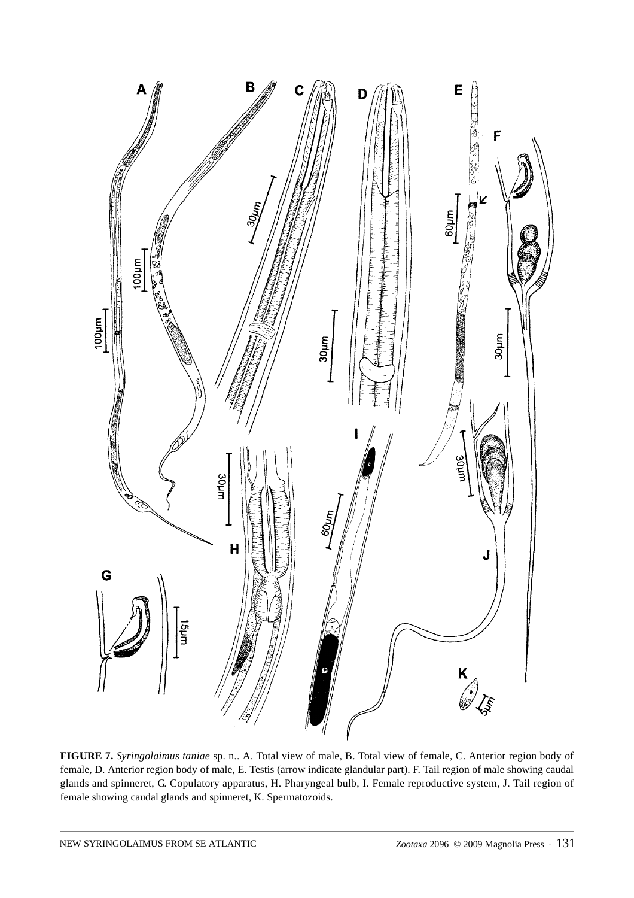**FIGURE 7.** *Syringolaimus taniae* sp. n.. A. Total view of male, B. Total view of female, C. Anterior region body of female, D. Anterior region body of male, E. Testis (arrow indicate glandular part). F. Tail region of male showing caudal glands and spinneret, G. Copulatory apparatus, H. Pharyngeal bulb, I. Female reproductive system, J. Tail region of female showing caudal glands and spinneret, K. Spermatozoids.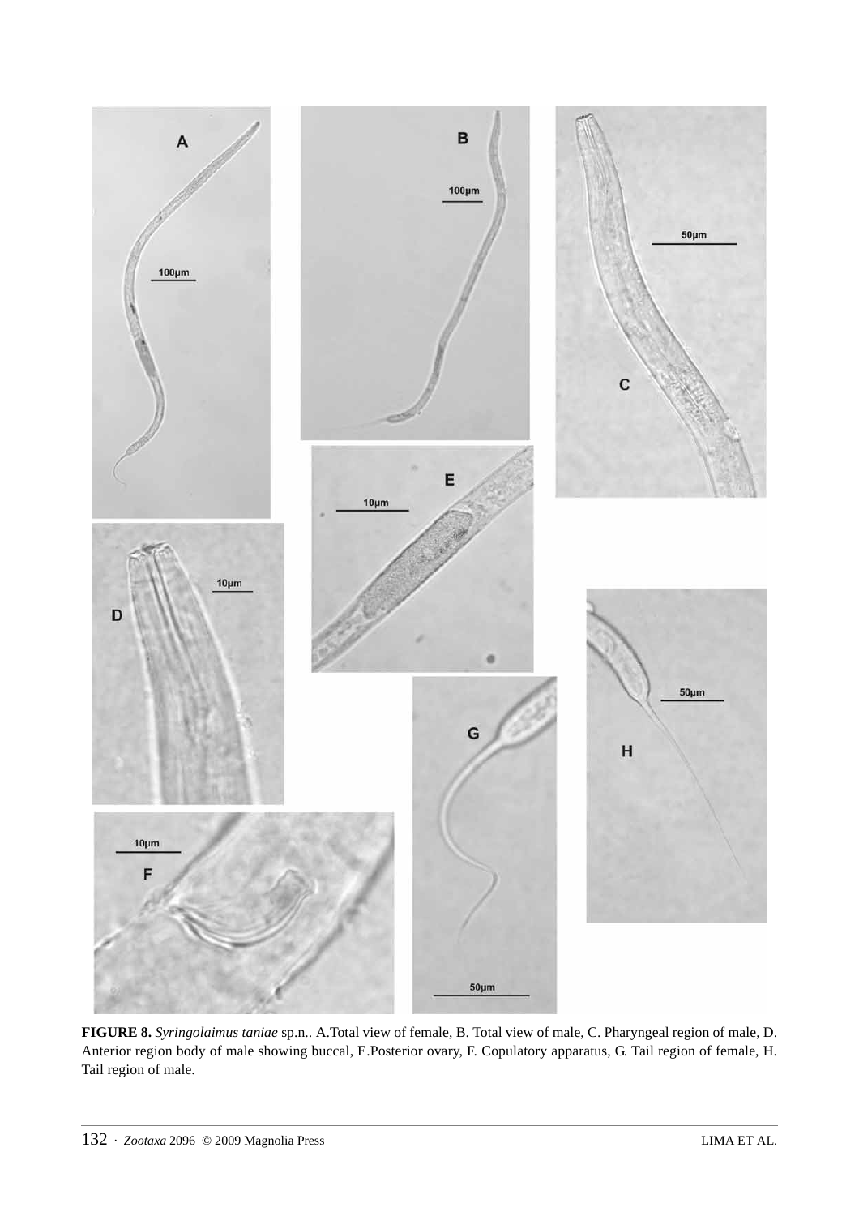**FIGURE 8.** *Syringolaimus taniae* sp.n.. A.Total view of female, B. Total view of male, C. Pharyngeal region of male, D. Anterior region body of male showing buccal, E.Posterior ovary, F. Copulatory apparatus, G. Tail region of female, H. Tail region of male.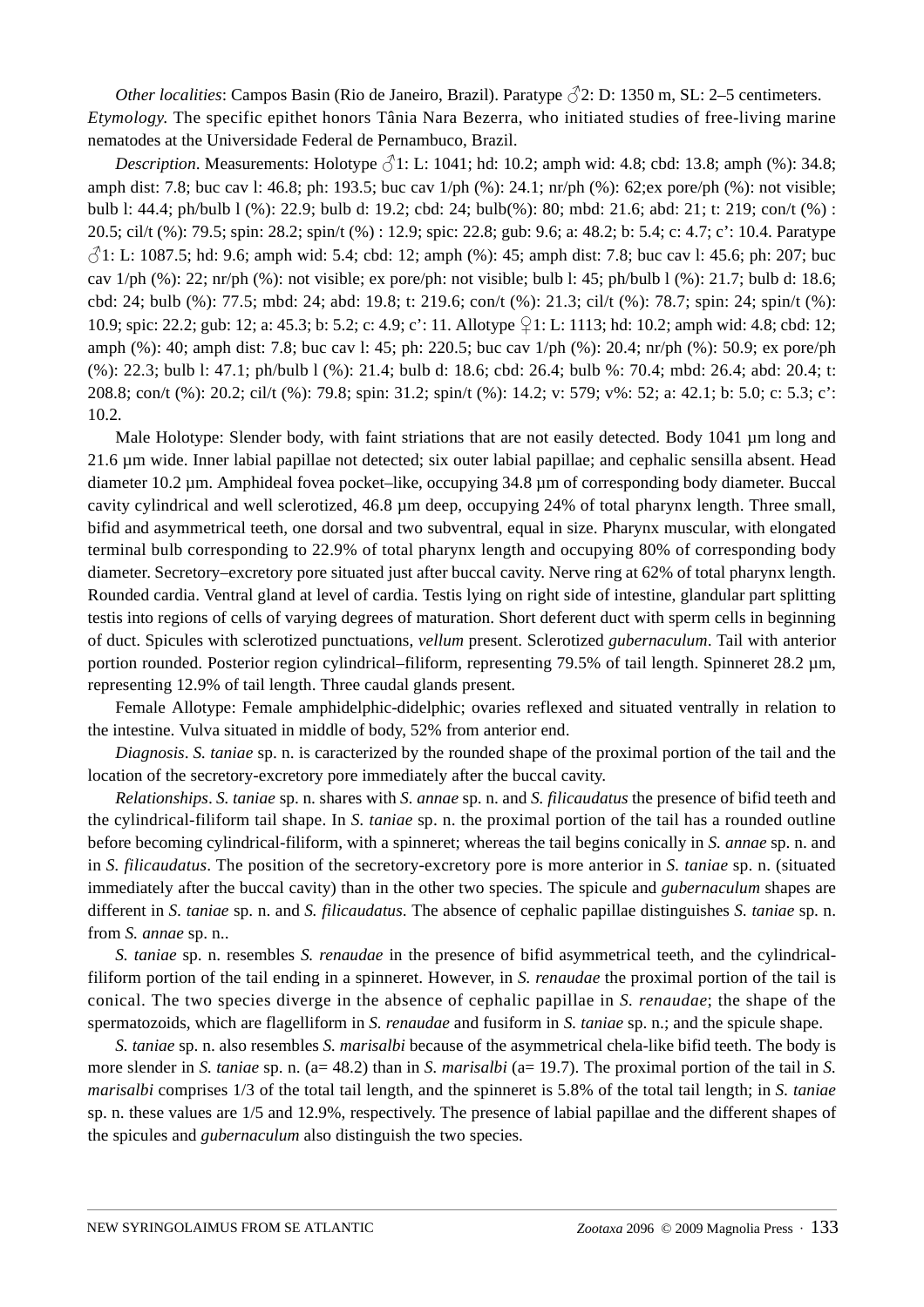*Other localities*: Campos Basin (Rio de Janeiro, Brazil). Paratype ♂2: D: 1350 m, SL: 2–5 centimeters.

*Etymology.* The specific epithet honors Tânia Nara Bezerra, who initiated studies of free-living marine nematodes at the Universidade Federal de Pernambuco, Brazil.

*Description*. Measurements: Holotype ♂1: L: 1041; hd: 10.2; amph wid: 4.8; cbd: 13.8; amph (%): 34.8; amph dist: 7.8; buc cav l: 46.8; ph: 193.5; buc cav 1/ph (%): 24.1; nr/ph (%): 62;ex pore/ph (%): not visible; bulb l: 44.4; ph/bulb l (%): 22.9; bulb d: 19.2; cbd: 24; bulb(%): 80; mbd: 21.6; abd: 21; t: 219; con/t (%) : 20.5; cil/t (%): 79.5; spin: 28.2; spin/t (%) : 12.9; spic: 22.8; gub: 9.6; a: 48.2; b: 5.4; c: 4.7; c': 10.4. Paratype ♂1: L: 1087.5; hd: 9.6; amph wid: 5.4; cbd: 12; amph (%): 45; amph dist: 7.8; buc cav l: 45.6; ph: 207; buc cav 1/ph (%): 22; nr/ph (%): not visible; ex pore/ph: not visible; bulb l: 45; ph/bulb l (%): 21.7; bulb d: 18.6; cbd: 24; bulb (%): 77.5; mbd: 24; abd: 19.8; t: 219.6; con/t (%): 21.3; cil/t (%): 78.7; spin: 24; spin/t (%): 10.9; spic: 22.2; gub: 12; a: 45.3; b: 5.2; c: 4.9; c': 11. Allotype ♀1: L: 1113; hd: 10.2; amph wid: 4.8; cbd: 12; amph (%): 40; amph dist: 7.8; buc cav l: 45; ph: 220.5; buc cav 1/ph (%): 20.4; nr/ph (%): 50.9; ex pore/ph (%): 22.3; bulb l: 47.1; ph/bulb l (%): 21.4; bulb d: 18.6; cbd: 26.4; bulb %: 70.4; mbd: 26.4; abd: 20.4; t: 208.8; con/t (%): 20.2; cil/t (%): 79.8; spin: 31.2; spin/t (%): 14.2; v: 579; v%: 52; a: 42.1; b: 5.0; c: 5.3; c': 10.2.

Male Holotype: Slender body, with faint striations that are not easily detected. Body 1041 µm long and 21.6 µm wide. Inner labial papillae not detected; six outer labial papillae; and cephalic sensilla absent. Head diameter 10.2 µm. Amphideal fovea pocket–like, occupying 34.8 µm of corresponding body diameter. Buccal cavity cylindrical and well sclerotized, 46.8 µm deep, occupying 24% of total pharynx length. Three small, bifid and asymmetrical teeth, one dorsal and two subventral, equal in size. Pharynx muscular, with elongated terminal bulb corresponding to 22.9% of total pharynx length and occupying 80% of corresponding body diameter. Secretory–excretory pore situated just after buccal cavity. Nerve ring at 62% of total pharynx length. Rounded cardia. Ventral gland at level of cardia. Testis lying on right side of intestine, glandular part splitting testis into regions of cells of varying degrees of maturation. Short deferent duct with sperm cells in beginning of duct. Spicules with sclerotized punctuations, *vellum* present. Sclerotized *gubernaculum*. Tail with anterior portion rounded. Posterior region cylindrical–filiform, representing 79.5% of tail length. Spinneret 28.2 µm, representing 12.9% of tail length. Three caudal glands present.

Female Allotype: Female amphidelphic-didelphic; ovaries reflexed and situated ventrally in relation to the intestine. Vulva situated in middle of body, 52% from anterior end.

*Diagnosis*. *S. taniae* sp. n. is caracterized by the rounded shape of the proximal portion of the tail and the location of the secretory-excretory pore immediately after the buccal cavity.

*Relationships*. *S. taniae* sp. n. shares with *S. annae* sp. n. and *S. filicaudatus* the presence of bifid teeth and the cylindrical-filiform tail shape. In *S. taniae* sp. n. the proximal portion of the tail has a rounded outline before becoming cylindrical-filiform, with a spinneret; whereas the tail begins conically in *S. annae* sp. n. and in *S. filicaudatus*. The position of the secretory-excretory pore is more anterior in *S. taniae* sp. n. (situated immediately after the buccal cavity) than in the other two species. The spicule and *gubernaculum* shapes are different in *S. taniae* sp. n. and *S. filicaudatus*. The absence of cephalic papillae distinguishes *S. taniae* sp. n. from *S. annae* sp. n..

*S. taniae* sp. n. resembles *S. renaudae* in the presence of bifid asymmetrical teeth, and the cylindrical-filiform portion of the tail ending in a spinneret. However, in *S. renaudae* the proximal portion of the tail is conical. The two species diverge in the absence of cephalic papillae in *S. renaudae*; the shape of the spermatozoids, which are flagelliform in *S. renaudae* and fusiform in *S. taniae* sp. n.; and the spicule shape.

*S. taniae* sp. n. also resembles *S. marisalbi* because of the asymmetrical chela-like bifid teeth. The body is more slender in *S. taniae* sp. n. (a= 48.2) than in *S. marisalbi* (a= 19.7). The proximal portion of the tail in *S. marisalbi* comprises 1/3 of the total tail length, and the spinneret is 5.8% of the total tail length; in *S. taniae* sp. n. these values are 1/5 and 12.9%, respectively. The presence of labial papillae and the different shapes of the spicules and *gubernaculum* also distinguish the two species.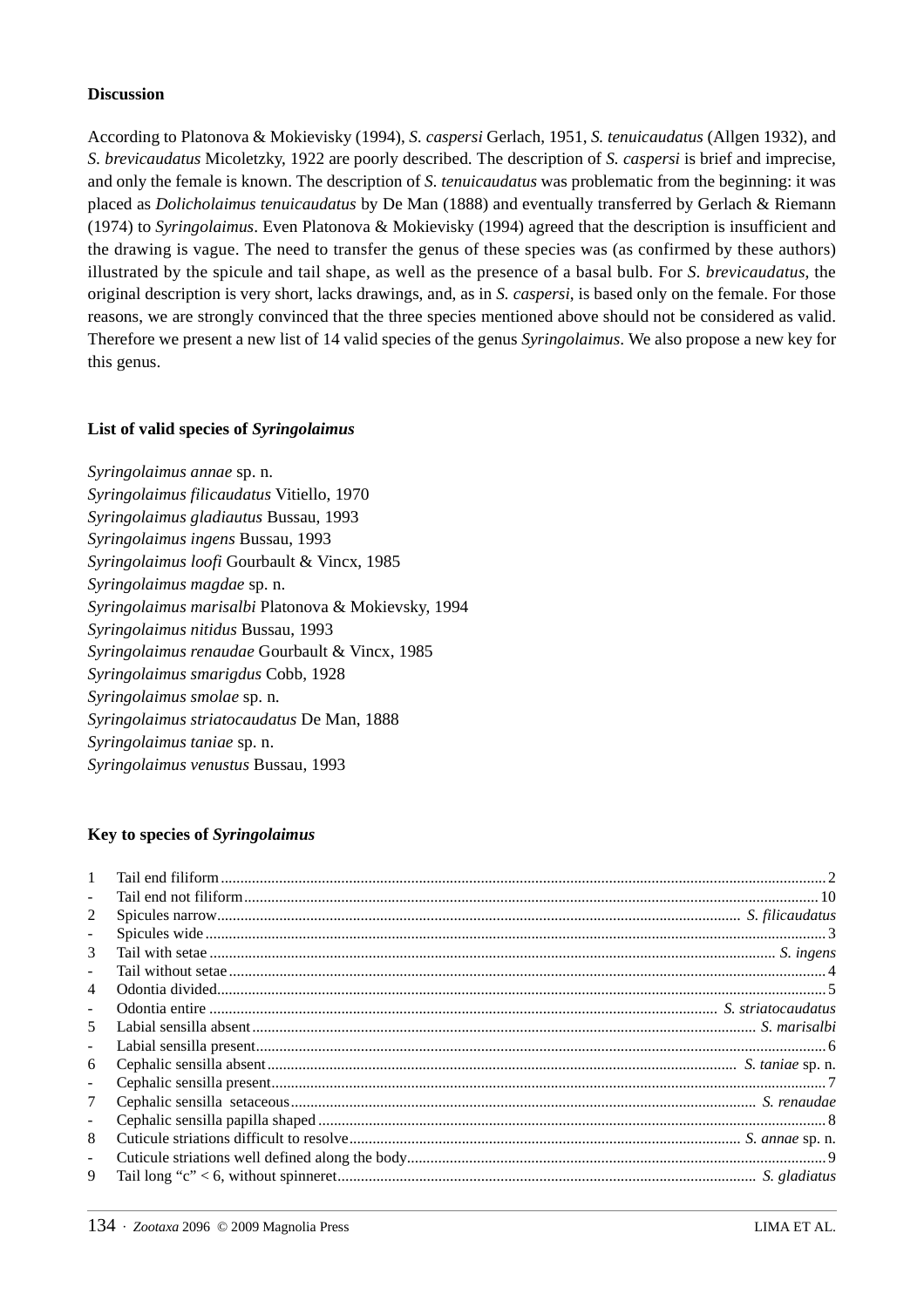### Discussion

According to Platonova & Mokievisky (1994), *S. caspersi* Gerlach, 1951, *S. tenuicaudatus* (Allgen 1932), and *S. brevicaudatus* Micoletzky, 1922 are poorly described. The description of *S. caspersi* is brief and imprecise, and only the female is known. The description of *S. tenuicaudatus* was problematic from the beginning: it was placed as *Dolicholaimus tenuicaudatus* by De Man (1888) and eventually transferred by Gerlach & Riemann (1974) to *Syringolaimus*. Even Platonova & Mokievisky (1994) agreed that the description is insufficient and the drawing is vague. The need to transfer the genus of these species was (as confirmed by these authors) illustrated by the spicule and tail shape, as well as the presence of a basal bulb. For *S. brevicaudatus*, the original description is very short, lacks drawings, and, as in *S. caspersi*, is based only on the female. For those reasons, we are strongly convinced that the three species mentioned above should not be considered as valid. Therefore we present a new list of 14 valid species of the genus *Syringolaimus*. We also propose a new key for this genus.

### List of valid species of *Syringolaimus*

*Syringolaimus annae* sp. n.
*Syringolaimus filicaudatus* Vitiello, 1970
*Syringolaimus gladiautus* Bussau, 1993
*Syringolaimus ingens* Bussau, 1993
*Syringolaimus loofi* Gourbault & Vincx, 1985
*Syringolaimus magdae* sp. n.
*Syringolaimus marisalbi* Platonova & Mokievsky, 1994
*Syringolaimus nitidus* Bussau, 1993
*Syringolaimus renaudae* Gourbault & Vincx, 1985
*Syringolaimus smarigdus* Cobb, 1928
*Syringolaimus smolae* sp. n.
*Syringolaimus striatocaudatus* De Man, 1888
*Syringolaimus taniae* sp. n.
*Syringolaimus venustus* Bussau, 1993

### Key to species of *Syringolaimus*

| | | |
|---|---|---|
| 1 | Tail end filiform | 2 |
| - | Tail end not filiform | 10 |
| 2 | Spicules narrow | *S. filicaudatus* |
| - | Spicules wide | 3 |
| 3 | Tail with setae | *S. ingens* |
| - | Tail without setae | 4 |
| 4 | Odontia divided | 5 |
| - | Odontia entire | *S. striatocaudatus* |
| 5 | Labial sensilla absent | *S. marisalbi* |
| - | Labial sensilla present | 6 |
| 6 | Cephalic sensilla absent | *S. taniae* sp. n. |
| - | Cephalic sensilla present | 7 |
| 7 | Cephalic sensilla setaceous | *S. renaudae* |
| - | Cephalic sensilla papilla shaped | 8 |
| 8 | Cuticule striations difficult to resolve | *S. annae* sp. n. |
| - | Cuticule striations well defined along the body | 9 |
| 9 | Tail long "c" < 6, without spinneret | *S. gladiatus* |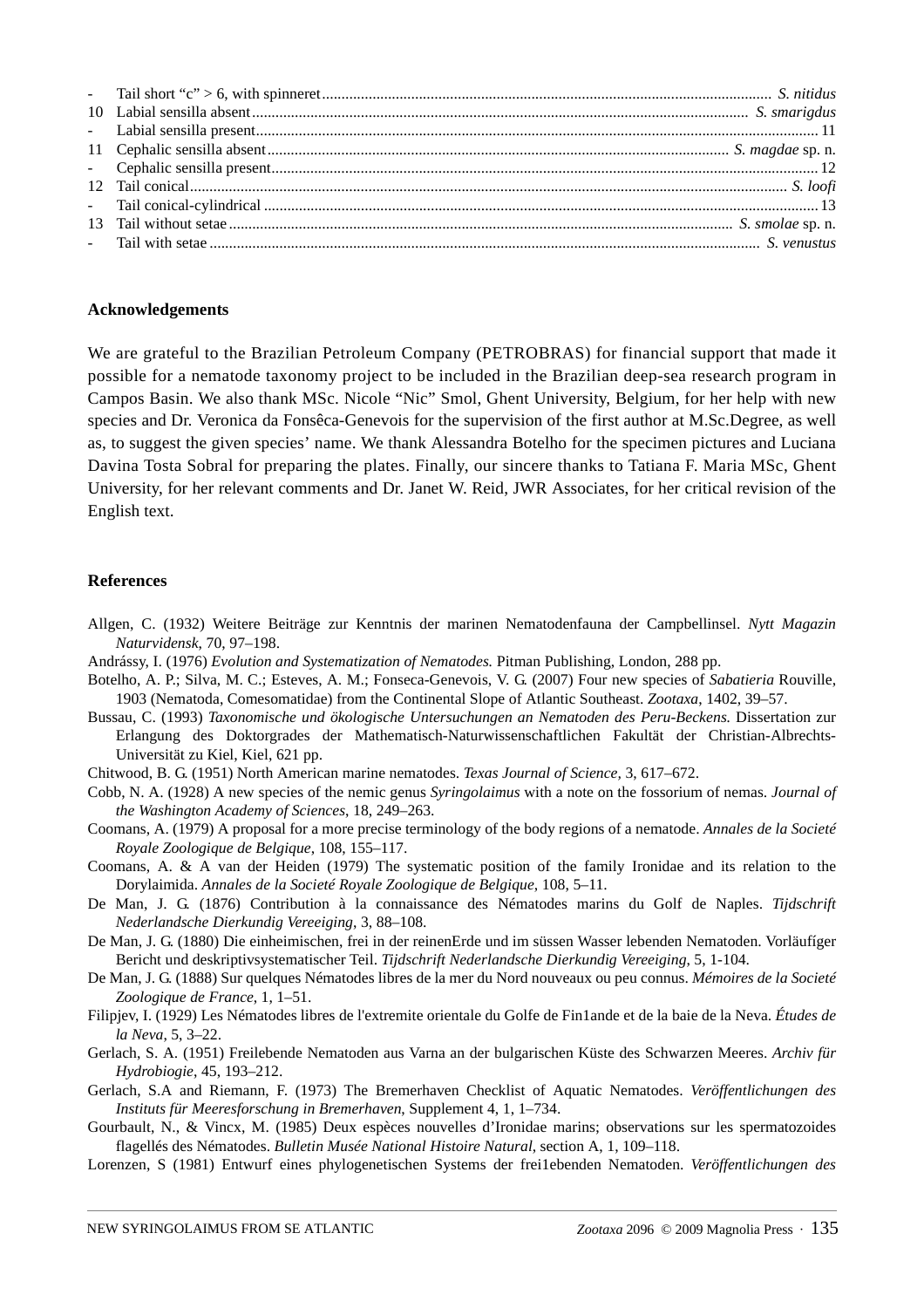| | | |
|---|---|---|
| - | Tail short "c" > 6, with spinneret | *S. nitidus* |
| 10 | Labial sensilla absent | *S. smarigdus* |
| - | Labial sensilla present | 11 |
| 11 | Cephalic sensilla absent | *S. magdae* sp. n. |
| - | Cephalic sensilla present | 12 |
| 12 | Tail conical | *S. loofi* |
| - | Tail conical-cylindrical | 13 |
| 13 | Tail without setae | *S. smolae* sp. n. |
| - | Tail with setae | *S. venustus* |

## Acknowledgements

We are grateful to the Brazilian Petroleum Company (PETROBRAS) for financial support that made it possible for a nematode taxonomy project to be included in the Brazilian deep-sea research program in Campos Basin. We also thank MSc. Nicole "Nic" Smol, Ghent University, Belgium, for her help with new species and Dr. Veronica da Fonsêca-Genevois for the supervision of the first author at M.Sc.Degree, as well as, to suggest the given species' name. We thank Alessandra Botelho for the specimen pictures and Luciana Davina Tosta Sobral for preparing the plates. Finally, our sincere thanks to Tatiana F. Maria MSc, Ghent University, for her relevant comments and Dr. Janet W. Reid, JWR Associates, for her critical revision of the English text.

## References

Allgen, C. (1932) Weitere Beiträge zur Kenntnis der marinen Nematodenfauna der Campbellinsel. *Nytt Magazin Naturvidensk*, 70, 97–198.

Andrássy, I. (1976) *Evolution and Systematization of Nematodes.* Pitman Publishing, London, 288 pp.

Botelho, A. P.; Silva, M. C.; Esteves, A. M.; Fonseca-Genevois, V. G. (2007) Four new species of *Sabatieria* Rouville, 1903 (Nematoda, Comesomatidae) from the Continental Slope of Atlantic Southeast. *Zootaxa*, 1402, 39–57.

Bussau, C. (1993) *Taxonomische und ökologische Untersuchungen an Nematoden des Peru-Beckens.* Dissertation zur Erlangung des Doktorgrades der Mathematisch-Naturwissenschaftlichen Fakultät der Christian-Albrechts-Universität zu Kiel, Kiel, 621 pp.

Chitwood, B. G. (1951) North American marine nematodes. *Texas Journal of Science,* 3, 617–672.

Cobb, N. A. (1928) A new species of the nemic genus *Syringolaimus* with a note on the fossorium of nemas. *Journal of the Washington Academy of Sciences*, 18, 249–263.

Coomans, A. (1979) A proposal for a more precise terminology of the body regions of a nematode. *Annales de la Societé Royale Zoologique de Belgique,* 108, 155–117.

Coomans, A. & A van der Heiden (1979) The systematic position of the family Ironidae and its relation to the Dorylaimida. *Annales de la Societé Royale Zoologique de Belgique,* 108, 5–11.

De Man, J. G. (1876) Contribution à la connaissance des Nématodes marins du Golf de Naples. *Tijdschrift Nederlandsche Dierkundig Vereeiging*, 3, 88–108.

De Man, J. G. (1880) Die einheimischen, frei in der reinenErde und im süssen Wasser lebenden Nematoden. Vorläufíger Bericht und deskriptivsystematischer Teil. *Tijdschrift Nederlandsche Dierkundig Vereeiging*, 5, 1-104.

De Man, J. G. (1888) Sur quelques Nématodes libres de la mer du Nord nouveaux ou peu connus. *Mémoires de la Societé Zoologique de France*, 1, 1–51.

Filipjev, I. (1929) Les Nématodes libres de l'extremite orientale du Golfe de Fin1ande et de la baie de la Neva. *Études de la Neva*, 5, 3–22.

Gerlach, S. A. (1951) Freilebende Nematoden aus Varna an der bulgarischen Küste des Schwarzen Meeres. *Archiv für Hydrobiogie*, 45, 193–212.

Gerlach, S.A and Riemann, F. (1973) The Bremerhaven Checklist of Aquatic Nematodes. *Veröffentlichungen des Instituts für Meeresforschung in Bremerhaven*, Supplement 4, 1, 1–734.

Gourbault, N., & Vincx, M. (1985) Deux espèces nouvelles d'Ironidae marins; observations sur les spermatozoides flagellés des Nématodes. *Bulletin Musée National Histoire Natural*, section A, 1, 109–118.

Lorenzen, S (1981) Entwurf eines phylogenetischen Systems der frei1ebenden Nematoden. *Veröffentlichungen des*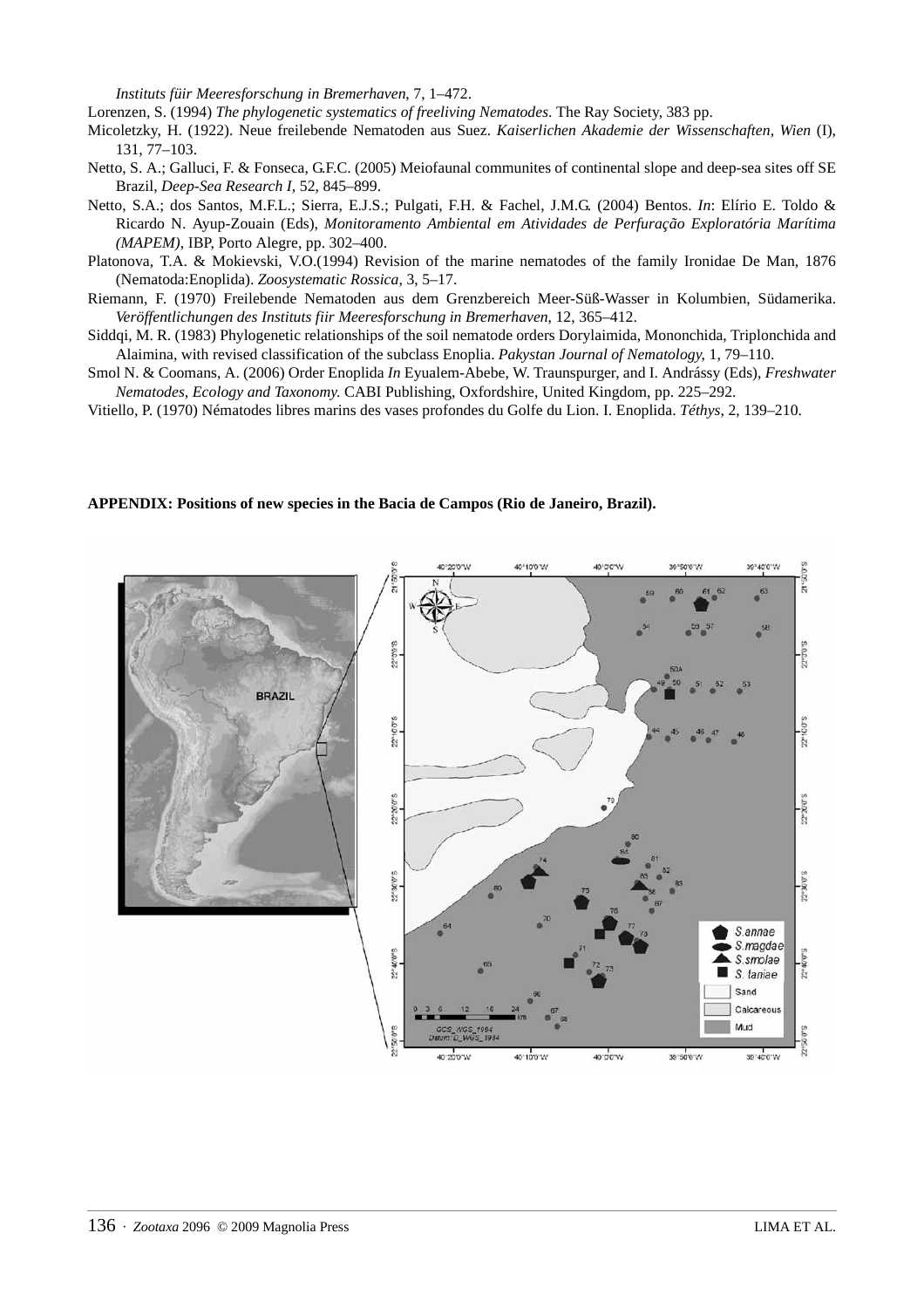*Instituts füir Meeresforschung in Bremerhaven*, 7, 1–472.

Lorenzen, S. (1994) *The phylogenetic systematics of freeliving Nematodes*. The Ray Society, 383 pp.

Micoletzky, H. (1922). Neue freilebende Nematoden aus Suez. *Kaiserlichen Akademie der Wissenschaften, Wien* (I), 131, 77–103.

Netto, S. A.; Galluci, F. & Fonseca, G.F.C. (2005) Meiofaunal communites of continental slope and deep-sea sites off SE Brazil, *Deep-Sea Research I*, 52, 845–899.

Netto, S.A.; dos Santos, M.F.L.; Sierra, E.J.S.; Pulgati, F.H. & Fachel, J.M.G. (2004) Bentos. *In*: Elírio E. Toldo & Ricardo N. Ayup-Zouain (Eds), *Monitoramento Ambiental em Atividades de Perfuração Exploratória Marítima (MAPEM)*, IBP, Porto Alegre, pp. 302–400.

Platonova, T.A. & Mokievski, V.O.(1994) Revision of the marine nematodes of the family Ironidae De Man, 1876 (Nematoda:Enoplida). *Zoosystematic Rossica*, 3, 5–17.

Riemann, F. (1970) Freilebende Nematoden aus dem Grenzbereich Meer-Süß-Wasser in Kolumbien, Südamerika. *Veröffentlichungen des Instituts fiir Meeresforschung in Bremerhaven*, 12, 365–412.

Siddqi, M. R. (1983) Phylogenetic relationships of the soil nematode orders Dorylaimida, Mononchida, Triplonchida and Alaimina, with revised classification of the subclass Enoplia. *Pakystan Journal of Nematology*, 1, 79–110.

Smol N. & Coomans, A. (2006) Order Enoplida *In* Eyualem-Abebe, W. Traunspurger, and I. Andrássy (Eds), *Freshwater Nematodes, Ecology and Taxonomy*. CABI Publishing, Oxfordshire, United Kingdom, pp. 225–292.

Vitiello, P. (1970) Nématodes libres marins des vases profondes du Golfe du Lion. I. Enoplida. *Téthys*, 2, 139–210.

**APPENDIX: Positions of new species in the Bacia de Campos (Rio de Janeiro, Brazil).**

BRAZIL

40°20'0"W 40°10'0"W 40°0'0"W 39°50'0"W 39°40'0"W

21°50'0"S 22°0'0"S 22°10'0"S 22°20'0"S 22°30'0"S 22°40'0"S 22°50'0"S

S.annae
S.magdae
S.smolae
S. taniae
Sand
Calcareous
Mud

0 3 6 12 18 24 km

GCS_WGS_1984
Datum: D_WGS_1984